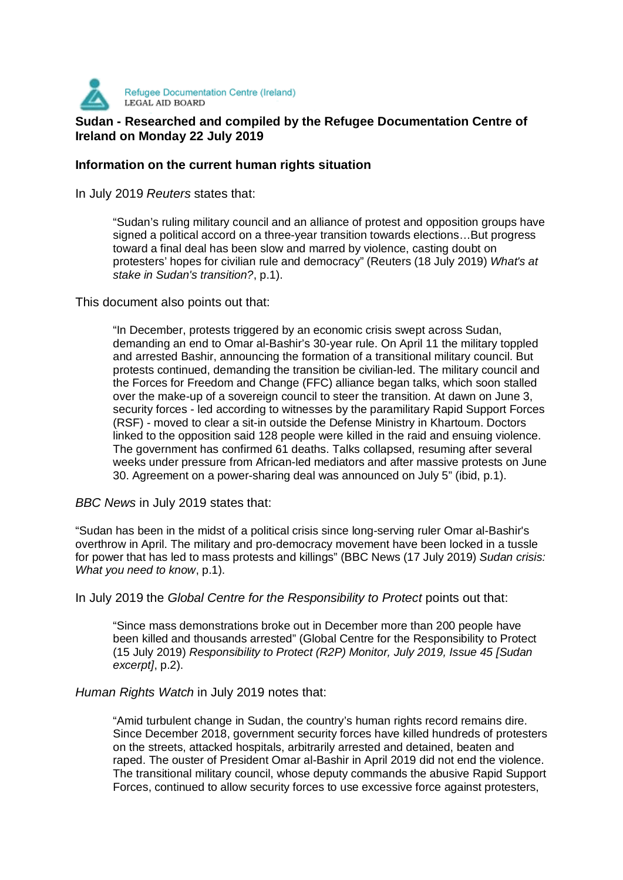Refugee Documentation Centre (Ireland)
LEGAL AID BOARD

**Sudan - Researched and compiled by the Refugee Documentation Centre of Ireland on Monday 22 July 2019**

**Information on the current human rights situation**

In July 2019 *Reuters* states that:

> "Sudan's ruling military council and an alliance of protest and opposition groups have signed a political accord on a three-year transition towards elections…But progress toward a final deal has been slow and marred by violence, casting doubt on protesters' hopes for civilian rule and democracy" (Reuters (18 July 2019) *What's at stake in Sudan's transition?*, p.1).

This document also points out that:

> "In December, protests triggered by an economic crisis swept across Sudan, demanding an end to Omar al-Bashir's 30-year rule. On April 11 the military toppled and arrested Bashir, announcing the formation of a transitional military council. But protests continued, demanding the transition be civilian-led. The military council and the Forces for Freedom and Change (FFC) alliance began talks, which soon stalled over the make-up of a sovereign council to steer the transition. At dawn on June 3, security forces - led according to witnesses by the paramilitary Rapid Support Forces (RSF) - moved to clear a sit-in outside the Defense Ministry in Khartoum. Doctors linked to the opposition said 128 people were killed in the raid and ensuing violence. The government has confirmed 61 deaths. Talks collapsed, resuming after several weeks under pressure from African-led mediators and after massive protests on June 30. Agreement on a power-sharing deal was announced on July 5" (ibid, p.1).

*BBC News* in July 2019 states that:

"Sudan has been in the midst of a political crisis since long-serving ruler Omar al-Bashir's overthrow in April. The military and pro-democracy movement have been locked in a tussle for power that has led to mass protests and killings" (BBC News (17 July 2019) *Sudan crisis: What you need to know*, p.1).

In July 2019 the *Global Centre for the Responsibility to Protect* points out that:

> "Since mass demonstrations broke out in December more than 200 people have been killed and thousands arrested" (Global Centre for the Responsibility to Protect (15 July 2019) *Responsibility to Protect (R2P) Monitor, July 2019, Issue 45 [Sudan excerpt]*, p.2).

*Human Rights Watch* in July 2019 notes that:

> "Amid turbulent change in Sudan, the country's human rights record remains dire. Since December 2018, government security forces have killed hundreds of protesters on the streets, attacked hospitals, arbitrarily arrested and detained, beaten and raped. The ouster of President Omar al-Bashir in April 2019 did not end the violence. The transitional military council, whose deputy commands the abusive Rapid Support Forces, continued to allow security forces to use excessive force against protesters,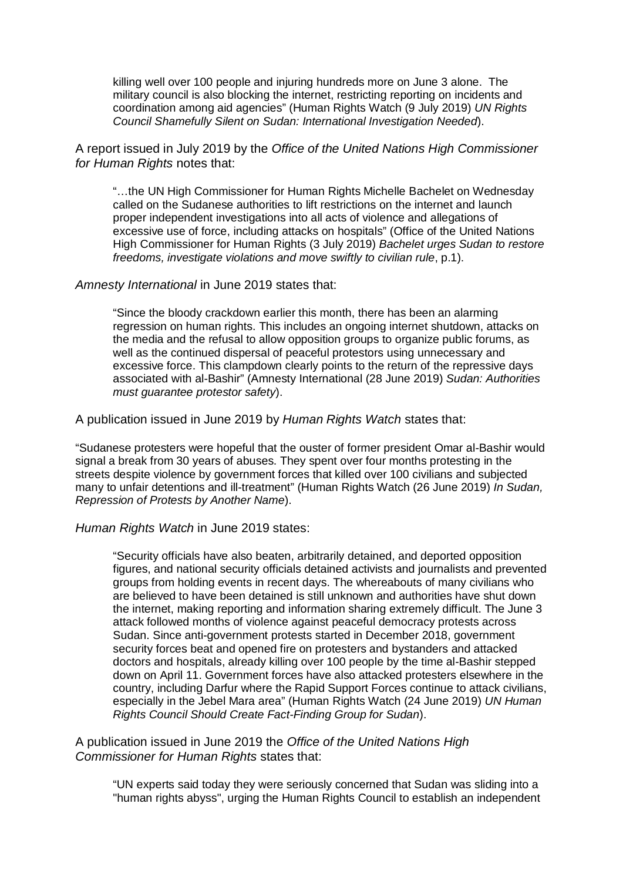> killing well over 100 people and injuring hundreds more on June 3 alone. The military council is also blocking the internet, restricting reporting on incidents and coordination among aid agencies" (Human Rights Watch (9 July 2019) *UN Rights Council Shamefully Silent on Sudan: International Investigation Needed*).

A report issued in July 2019 by the *Office of the United Nations High Commissioner for Human Rights* notes that:

> "…the UN High Commissioner for Human Rights Michelle Bachelet on Wednesday called on the Sudanese authorities to lift restrictions on the internet and launch proper independent investigations into all acts of violence and allegations of excessive use of force, including attacks on hospitals" (Office of the United Nations High Commissioner for Human Rights (3 July 2019) *Bachelet urges Sudan to restore freedoms, investigate violations and move swiftly to civilian rule*, p.1).

*Amnesty International* in June 2019 states that:

> "Since the bloody crackdown earlier this month, there has been an alarming regression on human rights. This includes an ongoing internet shutdown, attacks on the media and the refusal to allow opposition groups to organize public forums, as well as the continued dispersal of peaceful protestors using unnecessary and excessive force. This clampdown clearly points to the return of the repressive days associated with al-Bashir" (Amnesty International (28 June 2019) *Sudan: Authorities must guarantee protestor safety*).

A publication issued in June 2019 by *Human Rights Watch* states that:

"Sudanese protesters were hopeful that the ouster of former president Omar al-Bashir would signal a break from 30 years of abuses. They spent over four months protesting in the streets despite violence by government forces that killed over 100 civilians and subjected many to unfair detentions and ill-treatment" (Human Rights Watch (26 June 2019) *In Sudan, Repression of Protests by Another Name*).

*Human Rights Watch* in June 2019 states:

> "Security officials have also beaten, arbitrarily detained, and deported opposition figures, and national security officials detained activists and journalists and prevented groups from holding events in recent days. The whereabouts of many civilians who are believed to have been detained is still unknown and authorities have shut down the internet, making reporting and information sharing extremely difficult. The June 3 attack followed months of violence against peaceful democracy protests across Sudan. Since anti-government protests started in December 2018, government security forces beat and opened fire on protesters and bystanders and attacked doctors and hospitals, already killing over 100 people by the time al-Bashir stepped down on April 11. Government forces have also attacked protesters elsewhere in the country, including Darfur where the Rapid Support Forces continue to attack civilians, especially in the Jebel Mara area" (Human Rights Watch (24 June 2019) *UN Human Rights Council Should Create Fact-Finding Group for Sudan*).

A publication issued in June 2019 the *Office of the United Nations High Commissioner for Human Rights* states that:

> "UN experts said today they were seriously concerned that Sudan was sliding into a "human rights abyss", urging the Human Rights Council to establish an independent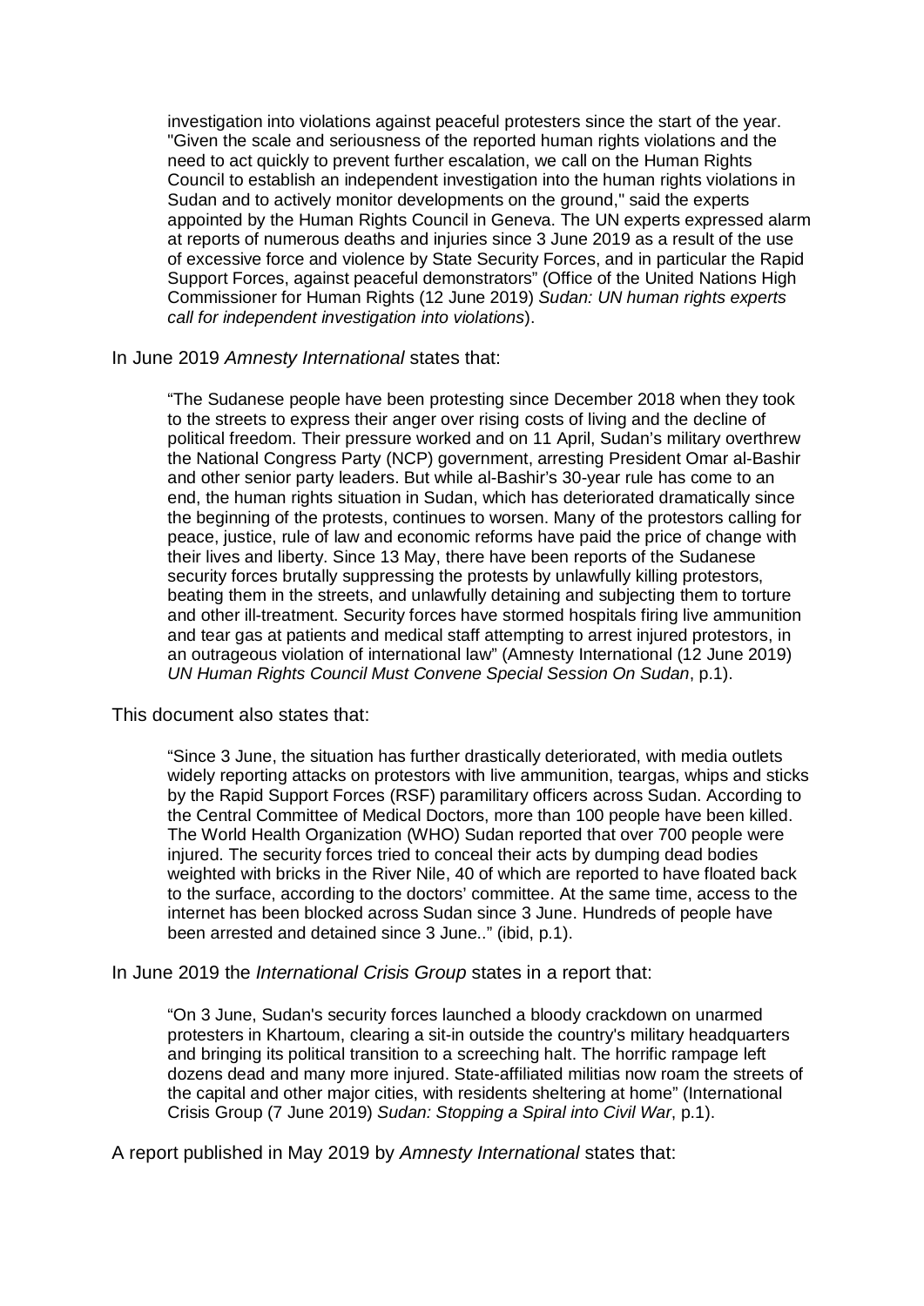> investigation into violations against peaceful protesters since the start of the year. "Given the scale and seriousness of the reported human rights violations and the need to act quickly to prevent further escalation, we call on the Human Rights Council to establish an independent investigation into the human rights violations in Sudan and to actively monitor developments on the ground," said the experts appointed by the Human Rights Council in Geneva. The UN experts expressed alarm at reports of numerous deaths and injuries since 3 June 2019 as a result of the use of excessive force and violence by State Security Forces, and in particular the Rapid Support Forces, against peaceful demonstrators" (Office of the United Nations High Commissioner for Human Rights (12 June 2019) *Sudan: UN human rights experts call for independent investigation into violations*).

In June 2019 *Amnesty International* states that:

> "The Sudanese people have been protesting since December 2018 when they took to the streets to express their anger over rising costs of living and the decline of political freedom. Their pressure worked and on 11 April, Sudan's military overthrew the National Congress Party (NCP) government, arresting President Omar al-Bashir and other senior party leaders. But while al-Bashir's 30-year rule has come to an end, the human rights situation in Sudan, which has deteriorated dramatically since the beginning of the protests, continues to worsen. Many of the protestors calling for peace, justice, rule of law and economic reforms have paid the price of change with their lives and liberty. Since 13 May, there have been reports of the Sudanese security forces brutally suppressing the protests by unlawfully killing protestors, beating them in the streets, and unlawfully detaining and subjecting them to torture and other ill-treatment. Security forces have stormed hospitals firing live ammunition and tear gas at patients and medical staff attempting to arrest injured protestors, in an outrageous violation of international law" (Amnesty International (12 June 2019) *UN Human Rights Council Must Convene Special Session On Sudan*, p.1).

This document also states that:

> "Since 3 June, the situation has further drastically deteriorated, with media outlets widely reporting attacks on protestors with live ammunition, teargas, whips and sticks by the Rapid Support Forces (RSF) paramilitary officers across Sudan. According to the Central Committee of Medical Doctors, more than 100 people have been killed. The World Health Organization (WHO) Sudan reported that over 700 people were injured. The security forces tried to conceal their acts by dumping dead bodies weighted with bricks in the River Nile, 40 of which are reported to have floated back to the surface, according to the doctors' committee. At the same time, access to the internet has been blocked across Sudan since 3 June. Hundreds of people have been arrested and detained since 3 June.." (ibid, p.1).

In June 2019 the *International Crisis Group* states in a report that:

> "On 3 June, Sudan's security forces launched a bloody crackdown on unarmed protesters in Khartoum, clearing a sit-in outside the country's military headquarters and bringing its political transition to a screeching halt. The horrific rampage left dozens dead and many more injured. State-affiliated militias now roam the streets of the capital and other major cities, with residents sheltering at home" (International Crisis Group (7 June 2019) *Sudan: Stopping a Spiral into Civil War*, p.1).

A report published in May 2019 by *Amnesty International* states that: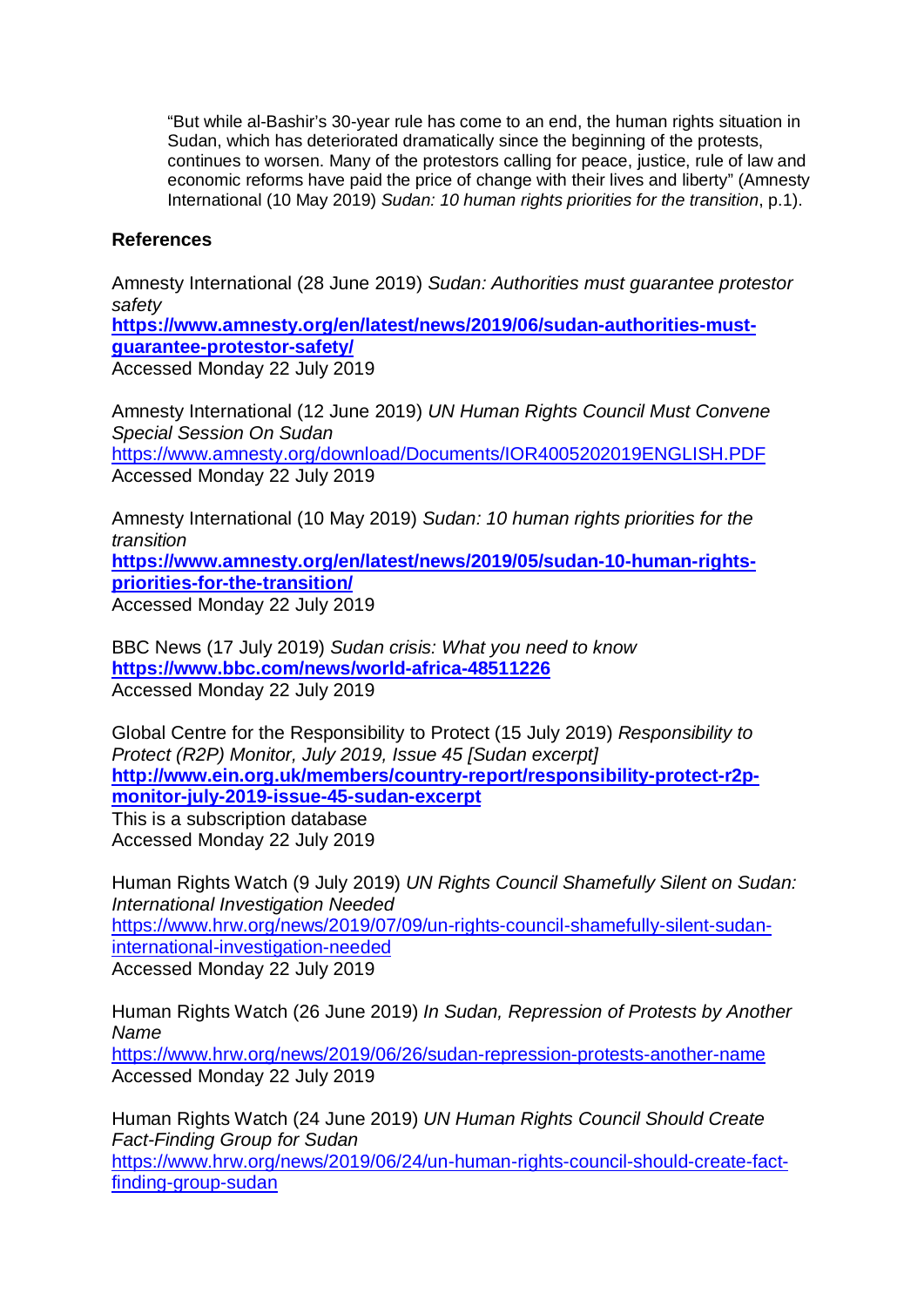> "But while al-Bashir's 30-year rule has come to an end, the human rights situation in Sudan, which has deteriorated dramatically since the beginning of the protests, continues to worsen. Many of the protestors calling for peace, justice, rule of law and economic reforms have paid the price of change with their lives and liberty" (Amnesty International (10 May 2019) *Sudan: 10 human rights priorities for the transition*, p.1).

### References

Amnesty International (28 June 2019) *Sudan: Authorities must guarantee protestor safety*
**https://www.amnesty.org/en/latest/news/2019/06/sudan-authorities-must-guarantee-protestor-safety/**
Accessed Monday 22 July 2019

Amnesty International (12 June 2019) *UN Human Rights Council Must Convene Special Session On Sudan*
https://www.amnesty.org/download/Documents/IOR4005202019ENGLISH.PDF
Accessed Monday 22 July 2019

Amnesty International (10 May 2019) *Sudan: 10 human rights priorities for the transition*
**https://www.amnesty.org/en/latest/news/2019/05/sudan-10-human-rights-priorities-for-the-transition/**
Accessed Monday 22 July 2019

BBC News (17 July 2019) *Sudan crisis: What you need to know*
**https://www.bbc.com/news/world-africa-48511226**
Accessed Monday 22 July 2019

Global Centre for the Responsibility to Protect (15 July 2019) *Responsibility to Protect (R2P) Monitor, July 2019, Issue 45 [Sudan excerpt]*
**http://www.ein.org.uk/members/country-report/responsibility-protect-r2p-monitor-july-2019-issue-45-sudan-excerpt**
This is a subscription database
Accessed Monday 22 July 2019

Human Rights Watch (9 July 2019) *UN Rights Council Shamefully Silent on Sudan: International Investigation Needed*
https://www.hrw.org/news/2019/07/09/un-rights-council-shamefully-silent-sudan-international-investigation-needed
Accessed Monday 22 July 2019

Human Rights Watch (26 June 2019) *In Sudan, Repression of Protests by Another Name*
https://www.hrw.org/news/2019/06/26/sudan-repression-protests-another-name
Accessed Monday 22 July 2019

Human Rights Watch (24 June 2019) *UN Human Rights Council Should Create Fact-Finding Group for Sudan*
https://www.hrw.org/news/2019/06/24/un-human-rights-council-should-create-fact-finding-group-sudan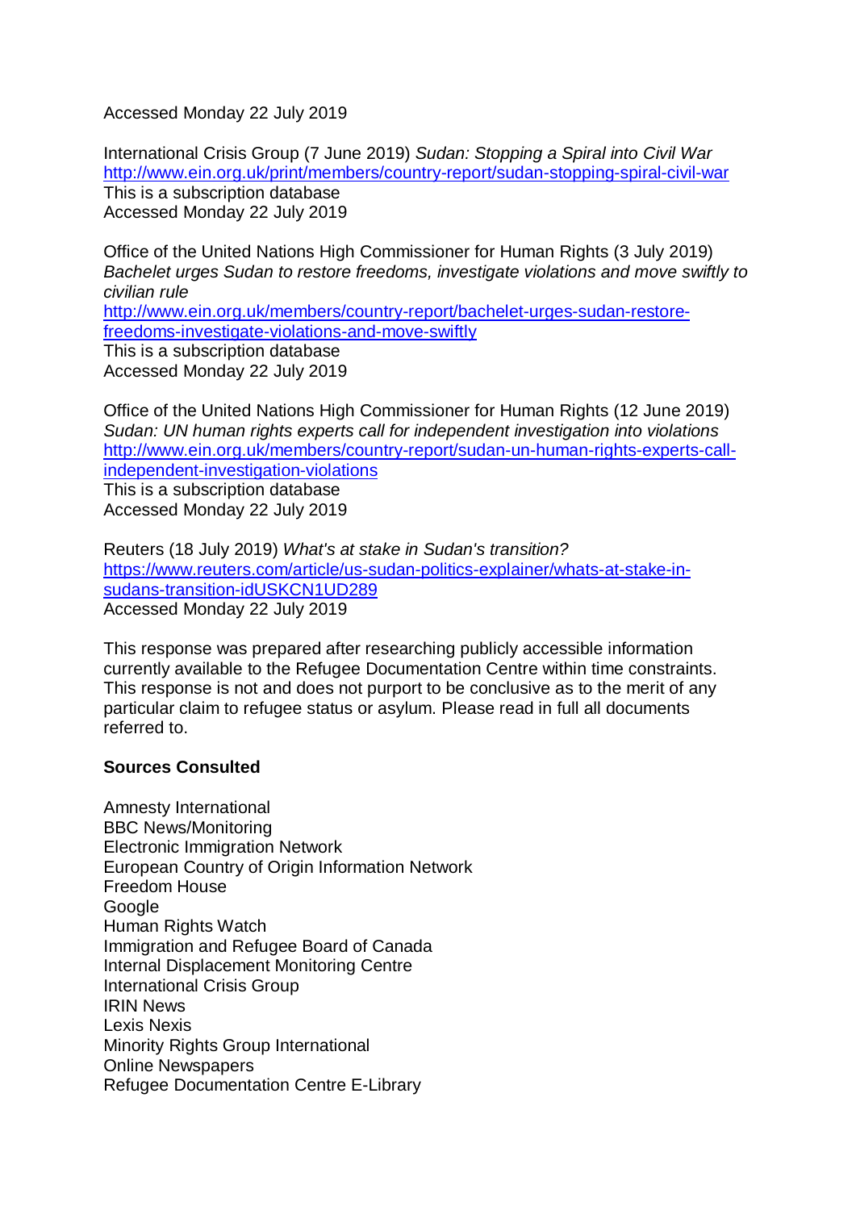Accessed Monday 22 July 2019

International Crisis Group (7 June 2019) *Sudan: Stopping a Spiral into Civil War*
http://www.ein.org.uk/print/members/country-report/sudan-stopping-spiral-civil-war
This is a subscription database
Accessed Monday 22 July 2019

Office of the United Nations High Commissioner for Human Rights (3 July 2019) *Bachelet urges Sudan to restore freedoms, investigate violations and move swiftly to civilian rule*
http://www.ein.org.uk/members/country-report/bachelet-urges-sudan-restore-freedoms-investigate-violations-and-move-swiftly
This is a subscription database
Accessed Monday 22 July 2019

Office of the United Nations High Commissioner for Human Rights (12 June 2019) *Sudan: UN human rights experts call for independent investigation into violations*
http://www.ein.org.uk/members/country-report/sudan-un-human-rights-experts-call-independent-investigation-violations
This is a subscription database
Accessed Monday 22 July 2019

Reuters (18 July 2019) *What's at stake in Sudan's transition?*
https://www.reuters.com/article/us-sudan-politics-explainer/whats-at-stake-in-sudans-transition-idUSKCN1UD289
Accessed Monday 22 July 2019

This response was prepared after researching publicly accessible information currently available to the Refugee Documentation Centre within time constraints. This response is not and does not purport to be conclusive as to the merit of any particular claim to refugee status or asylum. Please read in full all documents referred to.

**Sources Consulted**

Amnesty International
BBC News/Monitoring
Electronic Immigration Network
European Country of Origin Information Network
Freedom House
Google
Human Rights Watch
Immigration and Refugee Board of Canada
Internal Displacement Monitoring Centre
International Crisis Group
IRIN News
Lexis Nexis
Minority Rights Group International
Online Newspapers
Refugee Documentation Centre E-Library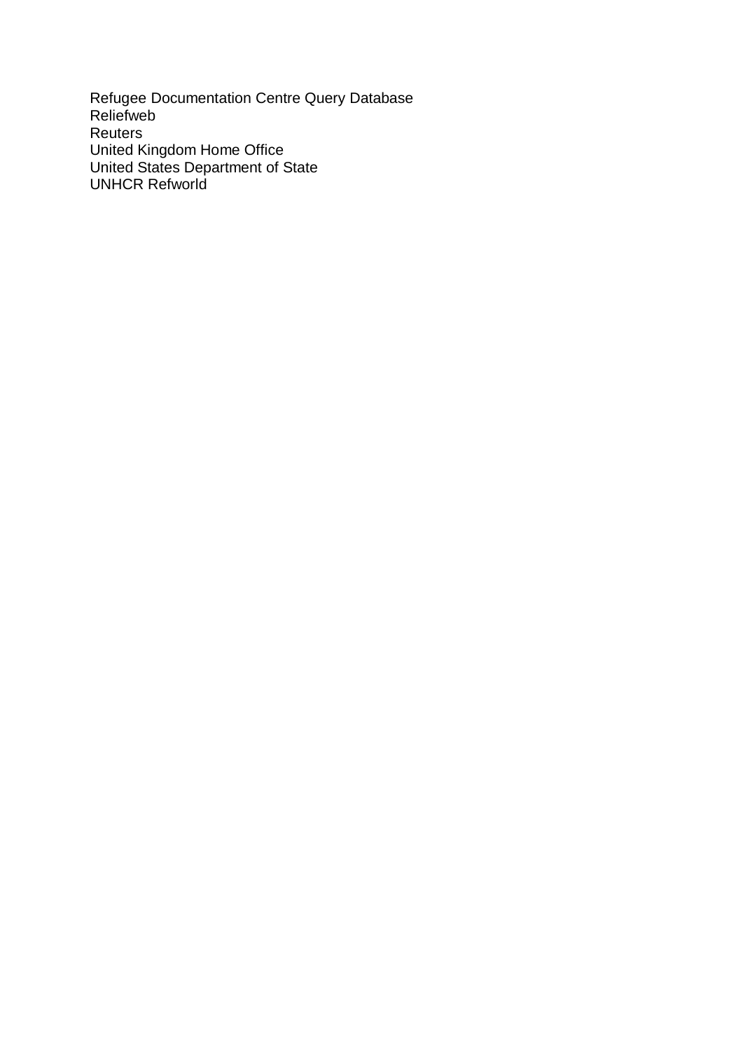Refugee Documentation Centre Query Database
Reliefweb
Reuters
United Kingdom Home Office
United States Department of State
UNHCR Refworld